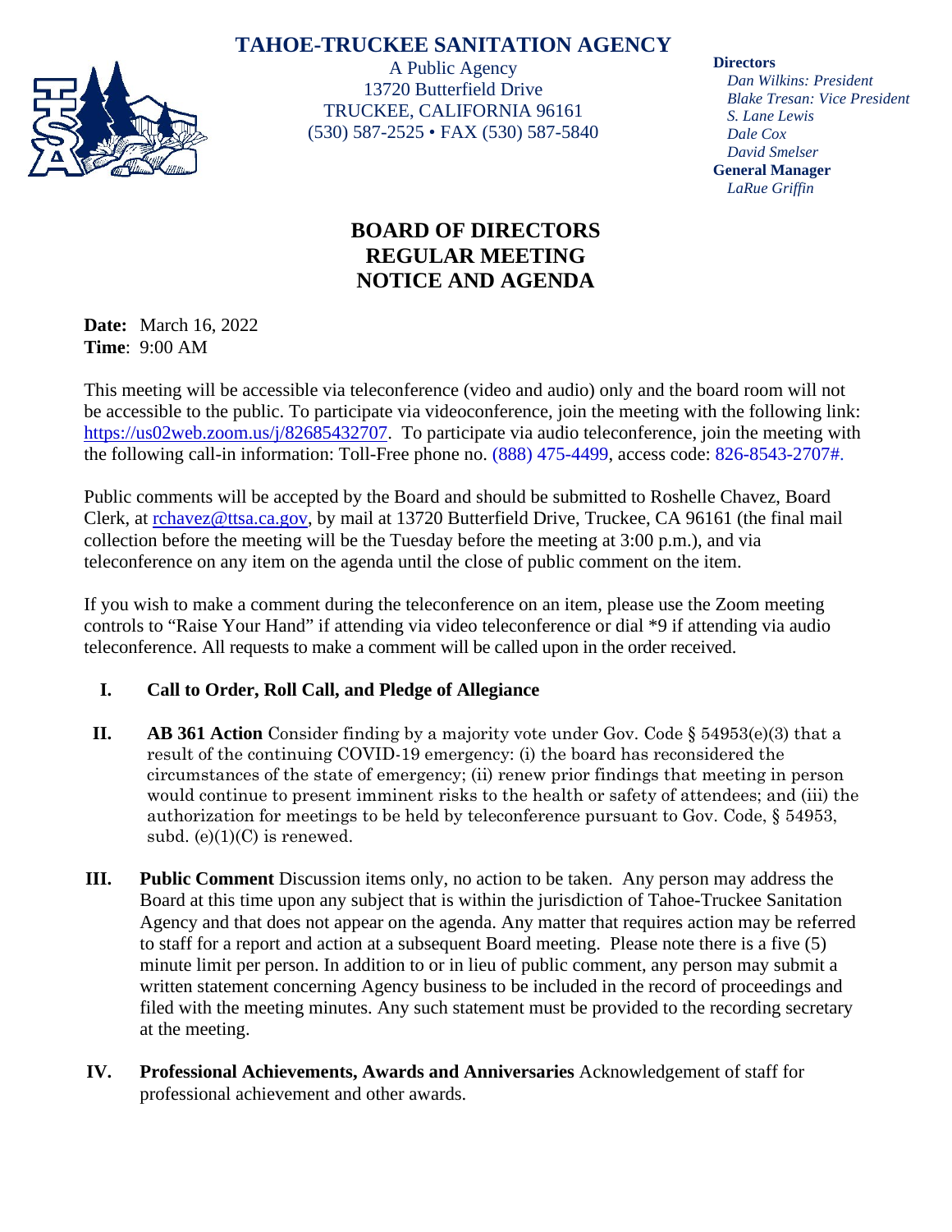# TAHOE-TRUCKEE SANITATION AGENCY

A Public Agency
13720 Butterfield Drive
TRUCKEE, CALIFORNIA 96161
(530) 587-2525 • FAX (530) 587-5840

**Directors**
*Dan Wilkins: President*
*Blake Tresan: Vice President*
*S. Lane Lewis*
*Dale Cox*
*David Smelser*
**General Manager**
*LaRue Griffin*

## BOARD OF DIRECTORS REGULAR MEETING NOTICE AND AGENDA

**Date:** March 16, 2022
**Time**: 9:00 AM

This meeting will be accessible via teleconference (video and audio) only and the board room will not be accessible to the public. To participate via videoconference, join the meeting with the following link: https://us02web.zoom.us/j/82685432707. To participate via audio teleconference, join the meeting with the following call-in information: Toll-Free phone no. (888) 475-4499, access code: 826-8543-2707#.

Public comments will be accepted by the Board and should be submitted to Roshelle Chavez, Board Clerk, at rchavez@ttsa.ca.gov, by mail at 13720 Butterfield Drive, Truckee, CA 96161 (the final mail collection before the meeting will be the Tuesday before the meeting at 3:00 p.m.), and via teleconference on any item on the agenda until the close of public comment on the item.

If you wish to make a comment during the teleconference on an item, please use the Zoom meeting controls to "Raise Your Hand" if attending via video teleconference or dial *9 if attending via audio teleconference. All requests to make a comment will be called upon in the order received.

**I. Call to Order, Roll Call, and Pledge of Allegiance**

**II. AB 361 Action** Consider finding by a majority vote under Gov. Code § 54953(e)(3) that a result of the continuing COVID-19 emergency: (i) the board has reconsidered the circumstances of the state of emergency; (ii) renew prior findings that meeting in person would continue to present imminent risks to the health or safety of attendees; and (iii) the authorization for meetings to be held by teleconference pursuant to Gov. Code, § 54953, subd. (e)(1)(C) is renewed.

**III. Public Comment** Discussion items only, no action to be taken. Any person may address the Board at this time upon any subject that is within the jurisdiction of Tahoe-Truckee Sanitation Agency and that does not appear on the agenda. Any matter that requires action may be referred to staff for a report and action at a subsequent Board meeting. Please note there is a five (5) minute limit per person. In addition to or in lieu of public comment, any person may submit a written statement concerning Agency business to be included in the record of proceedings and filed with the meeting minutes. Any such statement must be provided to the recording secretary at the meeting.

**IV. Professional Achievements, Awards and Anniversaries** Acknowledgement of staff for professional achievement and other awards.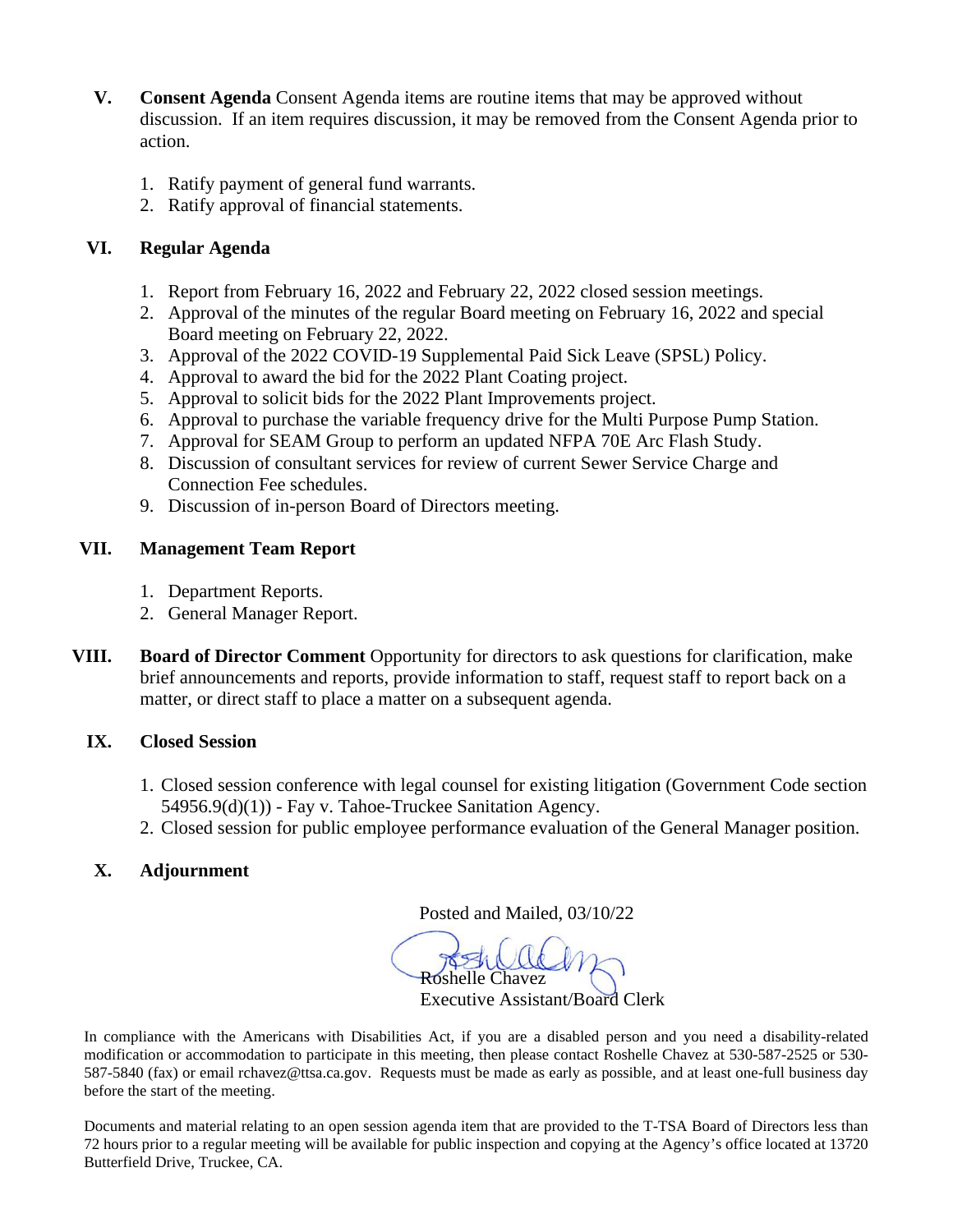**V. Consent Agenda** Consent Agenda items are routine items that may be approved without discussion. If an item requires discussion, it may be removed from the Consent Agenda prior to action.

1. Ratify payment of general fund warrants.
2. Ratify approval of financial statements.

**VI. Regular Agenda**

1. Report from February 16, 2022 and February 22, 2022 closed session meetings.
2. Approval of the minutes of the regular Board meeting on February 16, 2022 and special Board meeting on February 22, 2022.
3. Approval of the 2022 COVID-19 Supplemental Paid Sick Leave (SPSL) Policy.
4. Approval to award the bid for the 2022 Plant Coating project.
5. Approval to solicit bids for the 2022 Plant Improvements project.
6. Approval to purchase the variable frequency drive for the Multi Purpose Pump Station.
7. Approval for SEAM Group to perform an updated NFPA 70E Arc Flash Study.
8. Discussion of consultant services for review of current Sewer Service Charge and Connection Fee schedules.
9. Discussion of in-person Board of Directors meeting.

**VII. Management Team Report**

1. Department Reports.
2. General Manager Report.

**VIII. Board of Director Comment** Opportunity for directors to ask questions for clarification, make brief announcements and reports, provide information to staff, request staff to report back on a matter, or direct staff to place a matter on a subsequent agenda.

**IX. Closed Session**

1. Closed session conference with legal counsel for existing litigation (Government Code section 54956.9(d)(1)) - Fay v. Tahoe-Truckee Sanitation Agency.
2. Closed session for public employee performance evaluation of the General Manager position.

**X. Adjournment**

Posted and Mailed, 03/10/22

Roshelle Chavez
Executive Assistant/Board Clerk

In compliance with the Americans with Disabilities Act, if you are a disabled person and you need a disability-related modification or accommodation to participate in this meeting, then please contact Roshelle Chavez at 530-587-2525 or 530-587-5840 (fax) or email rchavez@ttsa.ca.gov. Requests must be made as early as possible, and at least one-full business day before the start of the meeting.

Documents and material relating to an open session agenda item that are provided to the T-TSA Board of Directors less than 72 hours prior to a regular meeting will be available for public inspection and copying at the Agency's office located at 13720 Butterfield Drive, Truckee, CA.